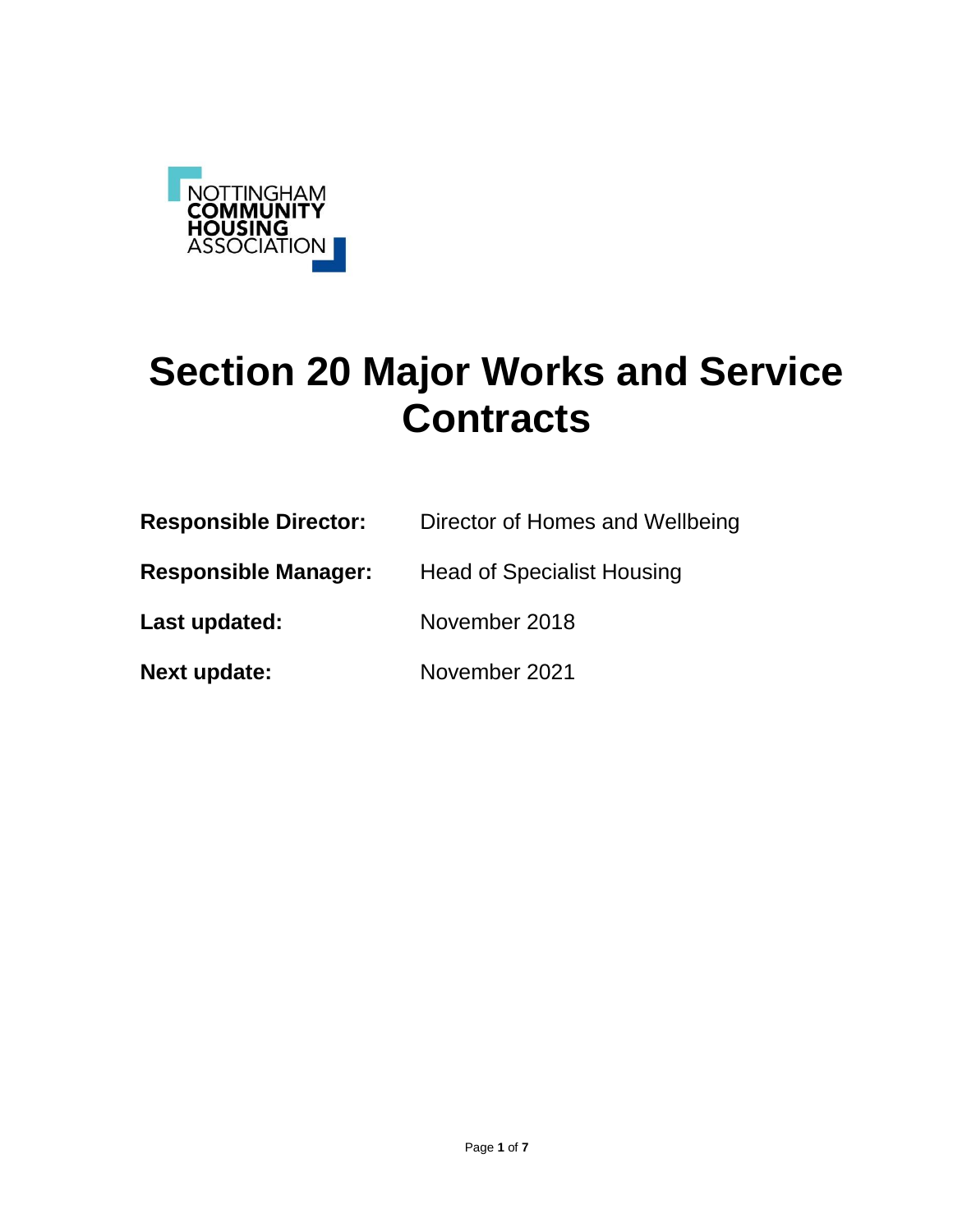NOTTINGHAM COMMUNITY HOUSING ASSOCIATION

# Section 20 Major Works and Service Contracts

**Responsible Director:** Director of Homes and Wellbeing

**Responsible Manager:** Head of Specialist Housing

**Last updated:** November 2018

**Next update:** November 2021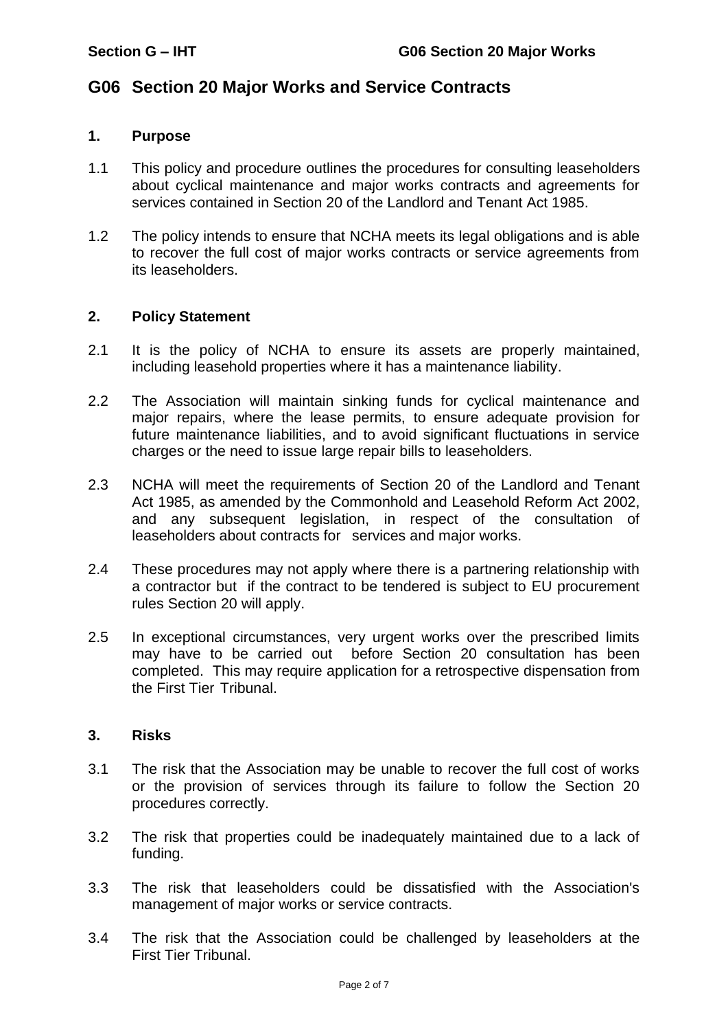# G06 Section 20 Major Works and Service Contracts

## 1. Purpose

1.1 This policy and procedure outlines the procedures for consulting leaseholders about cyclical maintenance and major works contracts and agreements for services contained in Section 20 of the Landlord and Tenant Act 1985.

1.2 The policy intends to ensure that NCHA meets its legal obligations and is able to recover the full cost of major works contracts or service agreements from its leaseholders.

## 2. Policy Statement

2.1 It is the policy of NCHA to ensure its assets are properly maintained, including leasehold properties where it has a maintenance liability.

2.2 The Association will maintain sinking funds for cyclical maintenance and major repairs, where the lease permits, to ensure adequate provision for future maintenance liabilities, and to avoid significant fluctuations in service charges or the need to issue large repair bills to leaseholders.

2.3 NCHA will meet the requirements of Section 20 of the Landlord and Tenant Act 1985, as amended by the Commonhold and Leasehold Reform Act 2002, and any subsequent legislation, in respect of the consultation of leaseholders about contracts for services and major works.

2.4 These procedures may not apply where there is a partnering relationship with a contractor but if the contract to be tendered is subject to EU procurement rules Section 20 will apply.

2.5 In exceptional circumstances, very urgent works over the prescribed limits may have to be carried out before Section 20 consultation has been completed. This may require application for a retrospective dispensation from the First Tier Tribunal.

## 3. Risks

3.1 The risk that the Association may be unable to recover the full cost of works or the provision of services through its failure to follow the Section 20 procedures correctly.

3.2 The risk that properties could be inadequately maintained due to a lack of funding.

3.3 The risk that leaseholders could be dissatisfied with the Association's management of major works or service contracts.

3.4 The risk that the Association could be challenged by leaseholders at the First Tier Tribunal.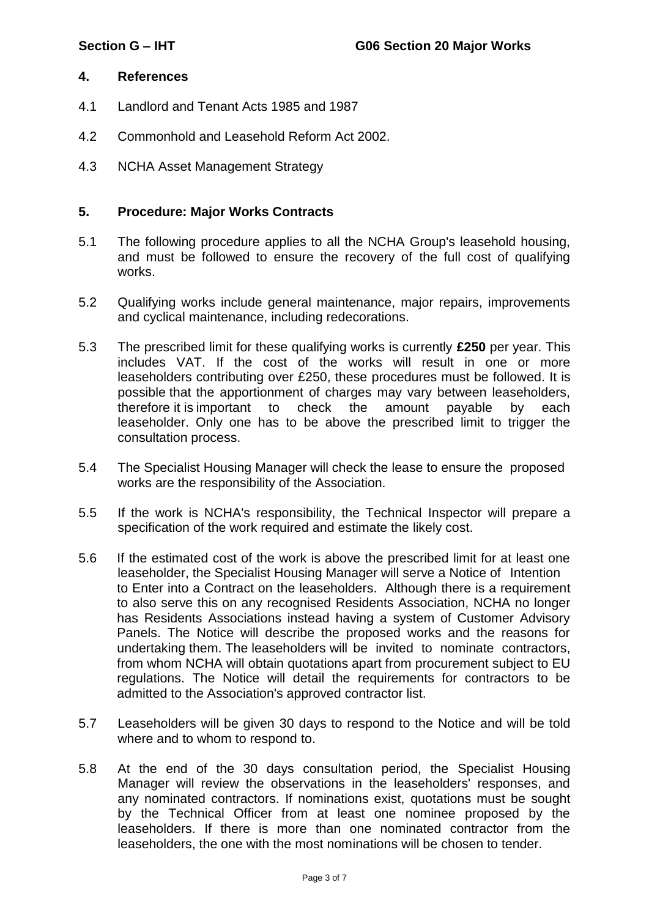## 4. References

4.1 Landlord and Tenant Acts 1985 and 1987

4.2 Commonhold and Leasehold Reform Act 2002.

4.3 NCHA Asset Management Strategy

## 5. Procedure: Major Works Contracts

5.1 The following procedure applies to all the NCHA Group's leasehold housing, and must be followed to ensure the recovery of the full cost of qualifying works.

5.2 Qualifying works include general maintenance, major repairs, improvements and cyclical maintenance, including redecorations.

5.3 The prescribed limit for these qualifying works is currently **£250** per year. This includes VAT. If the cost of the works will result in one or more leaseholders contributing over £250, these procedures must be followed. It is possible that the apportionment of charges may vary between leaseholders, therefore it is important to check the amount payable by each leaseholder. Only one has to be above the prescribed limit to trigger the consultation process.

5.4 The Specialist Housing Manager will check the lease to ensure the proposed works are the responsibility of the Association.

5.5 If the work is NCHA's responsibility, the Technical Inspector will prepare a specification of the work required and estimate the likely cost.

5.6 If the estimated cost of the work is above the prescribed limit for at least one leaseholder, the Specialist Housing Manager will serve a Notice of Intention to Enter into a Contract on the leaseholders. Although there is a requirement to also serve this on any recognised Residents Association, NCHA no longer has Residents Associations instead having a system of Customer Advisory Panels. The Notice will describe the proposed works and the reasons for undertaking them. The leaseholders will be invited to nominate contractors, from whom NCHA will obtain quotations apart from procurement subject to EU regulations. The Notice will detail the requirements for contractors to be admitted to the Association's approved contractor list.

5.7 Leaseholders will be given 30 days to respond to the Notice and will be told where and to whom to respond to.

5.8 At the end of the 30 days consultation period, the Specialist Housing Manager will review the observations in the leaseholders' responses, and any nominated contractors. If nominations exist, quotations must be sought by the Technical Officer from at least one nominee proposed by the leaseholders. If there is more than one nominated contractor from the leaseholders, the one with the most nominations will be chosen to tender.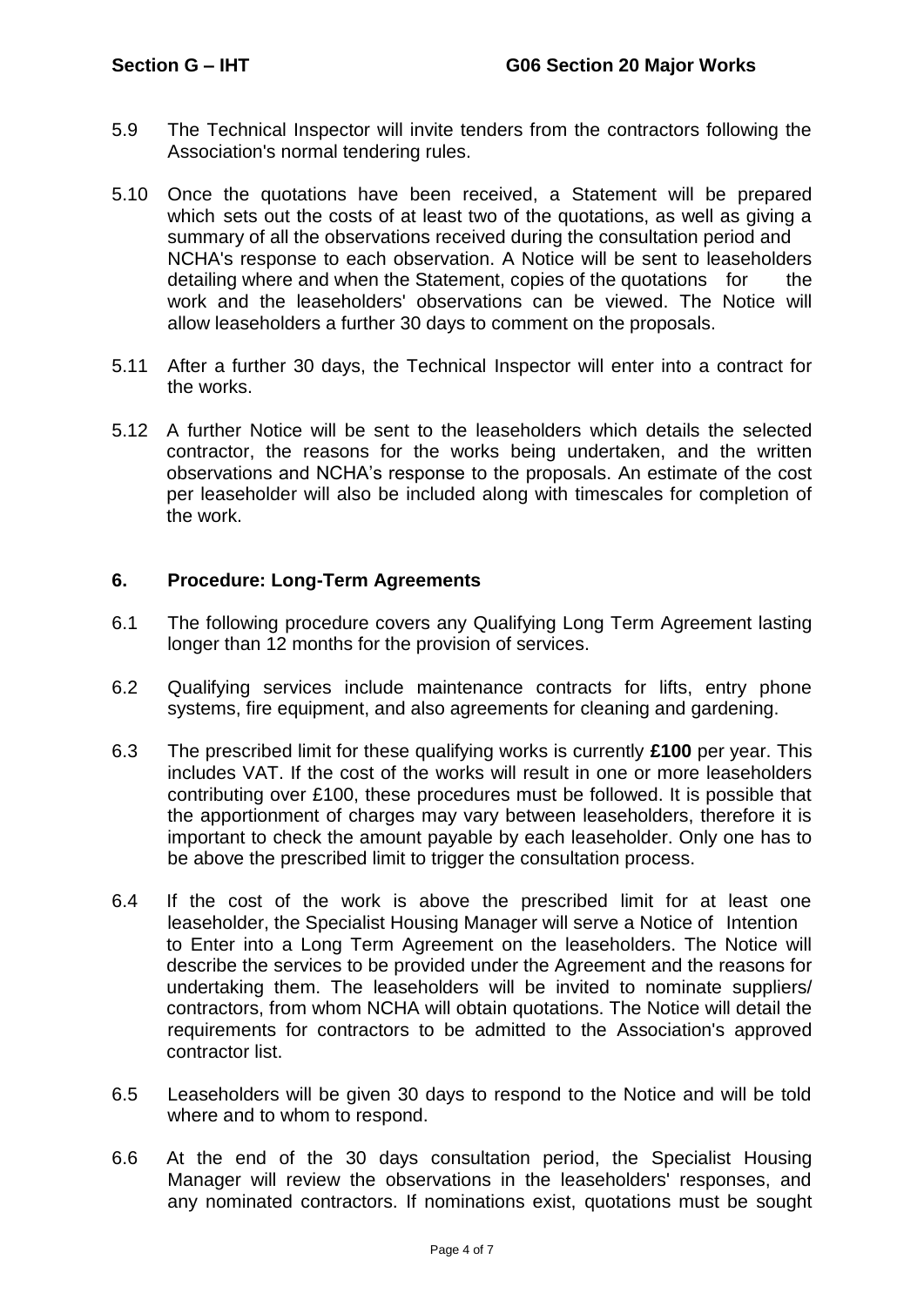5.9 The Technical Inspector will invite tenders from the contractors following the Association's normal tendering rules.

5.10 Once the quotations have been received, a Statement will be prepared which sets out the costs of at least two of the quotations, as well as giving a summary of all the observations received during the consultation period and NCHA's response to each observation. A Notice will be sent to leaseholders detailing where and when the Statement, copies of the quotations for the work and the leaseholders' observations can be viewed. The Notice will allow leaseholders a further 30 days to comment on the proposals.

5.11 After a further 30 days, the Technical Inspector will enter into a contract for the works.

5.12 A further Notice will be sent to the leaseholders which details the selected contractor, the reasons for the works being undertaken, and the written observations and NCHA's response to the proposals. An estimate of the cost per leaseholder will also be included along with timescales for completion of the work.

## 6. Procedure: Long-Term Agreements

6.1 The following procedure covers any Qualifying Long Term Agreement lasting longer than 12 months for the provision of services.

6.2 Qualifying services include maintenance contracts for lifts, entry phone systems, fire equipment, and also agreements for cleaning and gardening.

6.3 The prescribed limit for these qualifying works is currently **£100** per year. This includes VAT. If the cost of the works will result in one or more leaseholders contributing over £100, these procedures must be followed. It is possible that the apportionment of charges may vary between leaseholders, therefore it is important to check the amount payable by each leaseholder. Only one has to be above the prescribed limit to trigger the consultation process.

6.4 If the cost of the work is above the prescribed limit for at least one leaseholder, the Specialist Housing Manager will serve a Notice of Intention to Enter into a Long Term Agreement on the leaseholders. The Notice will describe the services to be provided under the Agreement and the reasons for undertaking them. The leaseholders will be invited to nominate suppliers/ contractors, from whom NCHA will obtain quotations. The Notice will detail the requirements for contractors to be admitted to the Association's approved contractor list.

6.5 Leaseholders will be given 30 days to respond to the Notice and will be told where and to whom to respond.

6.6 At the end of the 30 days consultation period, the Specialist Housing Manager will review the observations in the leaseholders' responses, and any nominated contractors. If nominations exist, quotations must be sought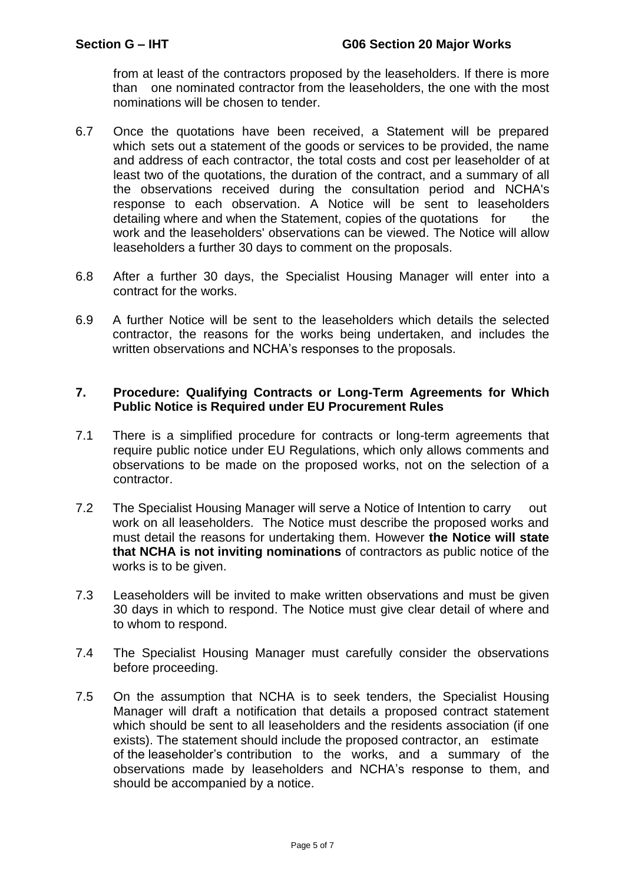from at least of the contractors proposed by the leaseholders. If there is more than one nominated contractor from the leaseholders, the one with the most nominations will be chosen to tender.

6.7 Once the quotations have been received, a Statement will be prepared which sets out a statement of the goods or services to be provided, the name and address of each contractor, the total costs and cost per leaseholder of at least two of the quotations, the duration of the contract, and a summary of all the observations received during the consultation period and NCHA's response to each observation. A Notice will be sent to leaseholders detailing where and when the Statement, copies of the quotations for the work and the leaseholders' observations can be viewed. The Notice will allow leaseholders a further 30 days to comment on the proposals.

6.8 After a further 30 days, the Specialist Housing Manager will enter into a contract for the works.

6.9 A further Notice will be sent to the leaseholders which details the selected contractor, the reasons for the works being undertaken, and includes the written observations and NCHA's responses to the proposals.

## 7. Procedure: Qualifying Contracts or Long-Term Agreements for Which Public Notice is Required under EU Procurement Rules

7.1 There is a simplified procedure for contracts or long-term agreements that require public notice under EU Regulations, which only allows comments and observations to be made on the proposed works, not on the selection of a contractor.

7.2 The Specialist Housing Manager will serve a Notice of Intention to carry out work on all leaseholders. The Notice must describe the proposed works and must detail the reasons for undertaking them. However **the Notice will state that NCHA is not inviting nominations** of contractors as public notice of the works is to be given.

7.3 Leaseholders will be invited to make written observations and must be given 30 days in which to respond. The Notice must give clear detail of where and to whom to respond.

7.4 The Specialist Housing Manager must carefully consider the observations before proceeding.

7.5 On the assumption that NCHA is to seek tenders, the Specialist Housing Manager will draft a notification that details a proposed contract statement which should be sent to all leaseholders and the residents association (if one exists). The statement should include the proposed contractor, an estimate of the leaseholder's contribution to the works, and a summary of the observations made by leaseholders and NCHA's response to them, and should be accompanied by a notice.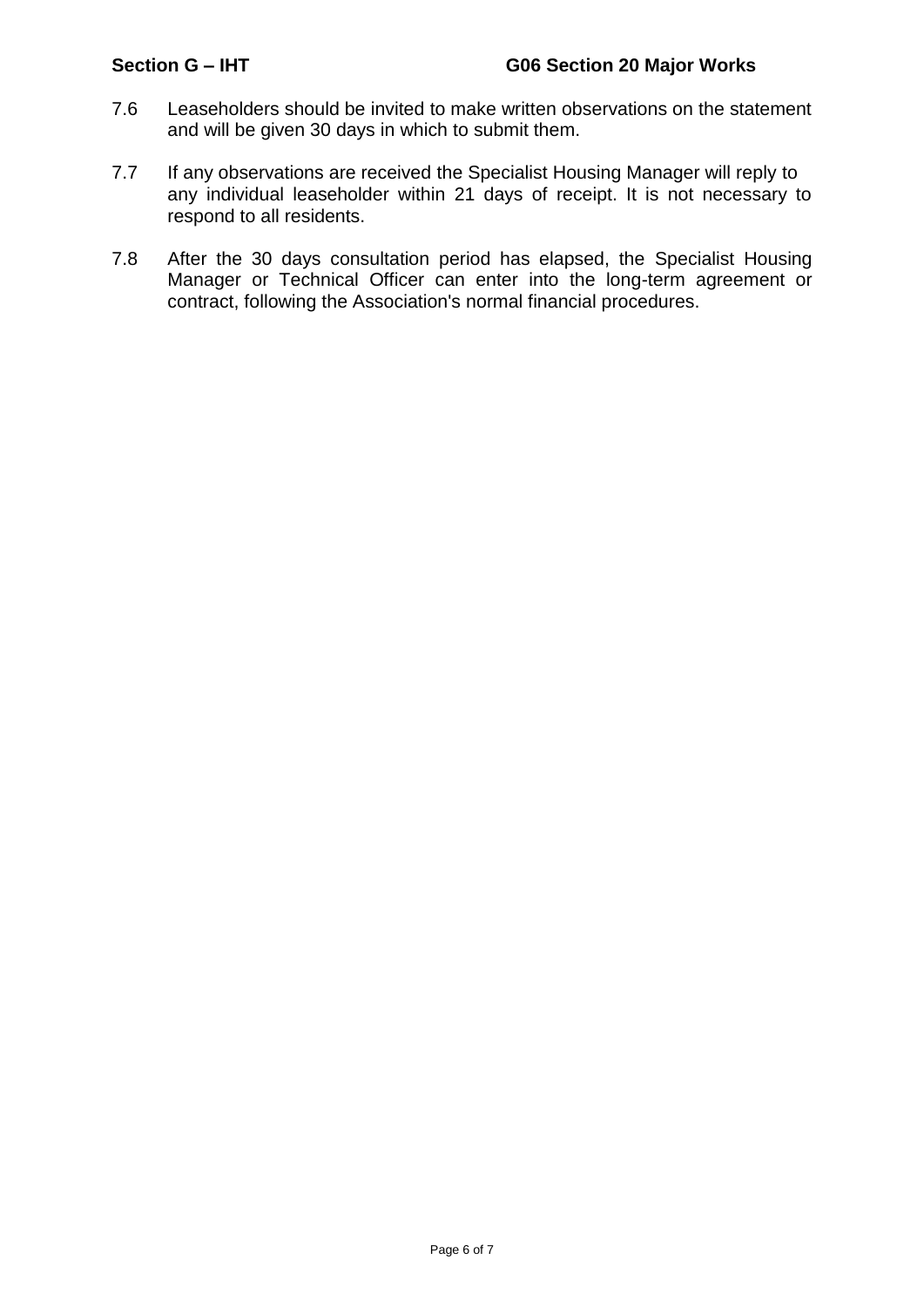7.6 Leaseholders should be invited to make written observations on the statement and will be given 30 days in which to submit them.

7.7 If any observations are received the Specialist Housing Manager will reply to any individual leaseholder within 21 days of receipt. It is not necessary to respond to all residents.

7.8 After the 30 days consultation period has elapsed, the Specialist Housing Manager or Technical Officer can enter into the long-term agreement or contract, following the Association's normal financial procedures.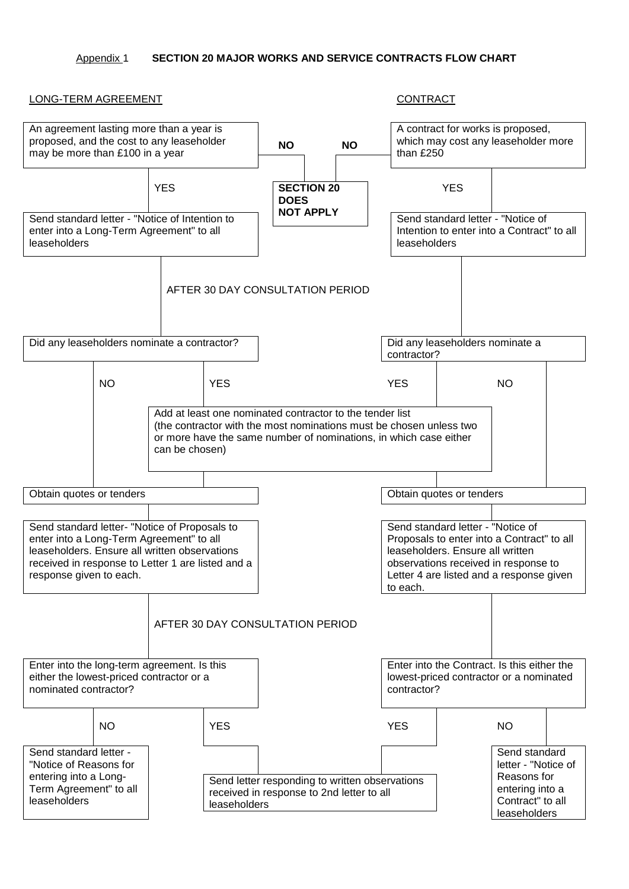Appendix 1 **SECTION 20 MAJOR WORKS AND SERVICE CONTRACTS FLOW CHART**

LONG-TERM AGREEMENT

An agreement lasting more than a year is proposed, and the cost to any leaseholder may be more than £100 in a year

NO

NO

**SECTION 20 DOES NOT APPLY**

CONTRACT

A contract for works is proposed, which may cost any leaseholder more than £250

YES

YES

Send standard letter - "Notice of Intention to enter into a Long-Term Agreement" to all leaseholders

Send standard letter - "Notice of Intention to enter into a Contract" to all leaseholders

AFTER 30 DAY CONSULTATION PERIOD

Did any leaseholders nominate a contractor?

Did any leaseholders nominate a contractor?

NO

YES

YES

NO

Add at least one nominated contractor to the tender list (the contractor with the most nominations must be chosen unless two or more have the same number of nominations, in which case either can be chosen)

Obtain quotes or tenders

Obtain quotes or tenders

Send standard letter- "Notice of Proposals to enter into a Long-Term Agreement" to all leaseholders. Ensure all written observations received in response to Letter 1 are listed and a response given to each.

Send standard letter - "Notice of Proposals to enter into a Contract" to all leaseholders. Ensure all written observations received in response to Letter 4 are listed and a response given to each.

AFTER 30 DAY CONSULTATION PERIOD

Enter into the long-term agreement. Is this either the lowest-priced contractor or a nominated contractor?

Enter into the Contract. Is this either the lowest-priced contractor or a nominated contractor?

NO

YES

YES

NO

Send standard letter - "Notice of Reasons for entering into a Long-Term Agreement" to all leaseholders

Send letter responding to written observations received in response to 2nd letter to all leaseholders

Send standard letter - "Notice of Reasons for entering into a Contract" to all leaseholders